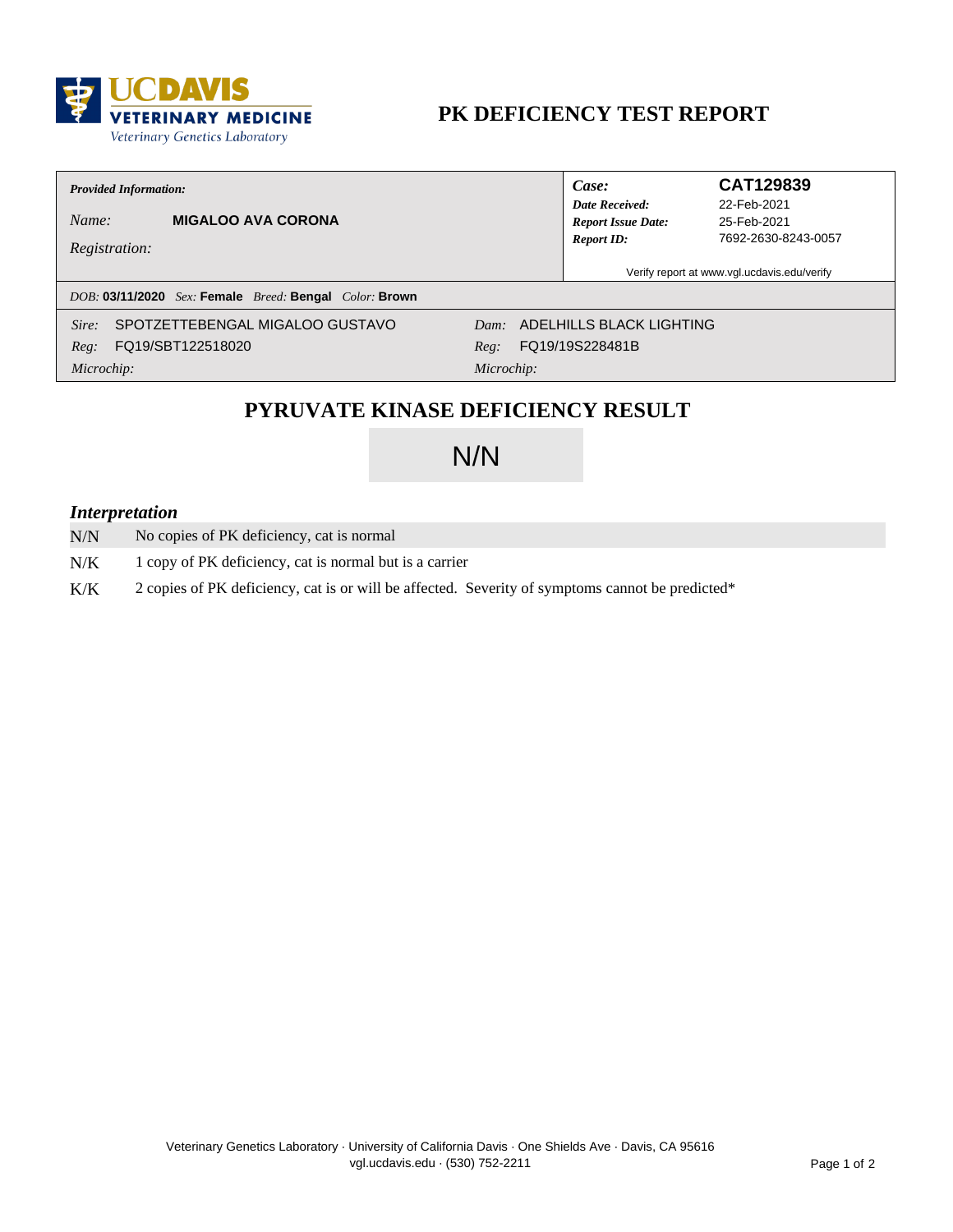UC DAVIS VETERINARY MEDICINE
Veterinary Genetics Laboratory

# PK DEFICIENCY TEST REPORT

| | | | |
|---|---|---|---|
| ***Provided Information:*** | | ***Case:*** | **CAT129839** |
| *Name:* | **MIGALOO AVA CORONA** | ***Date Received:*** | 22-Feb-2021 |
| *Registration:* | | ***Report Issue Date:*** | 25-Feb-2021 |
| | | ***Report ID:*** | 7692-2630-8243-0057 |
| | | Verify report at www.vgl.ucdavis.edu/verify | |

*DOB:* **03/11/2020** *Sex:* **Female** *Breed:* **Bengal** *Color:* **Brown**

| | | | |
|---|---|---|---|
| *Sire:* | SPOTZETTEBENGAL MIGALOO GUSTAVO | *Dam:* | ADELHILLS BLACK LIGHTING |
| *Reg:* | FQ19/SBT122518020 | *Reg:* | FQ19/19S228481B |
| *Microchip:* | | *Microchip:* | |

## PYRUVATE KINASE DEFICIENCY RESULT

N/N

### *Interpretation*

| | |
|---|---|
| N/N | No copies of PK deficiency, cat is normal |
| N/K | 1 copy of PK deficiency, cat is normal but is a carrier |
| K/K | 2 copies of PK deficiency, cat is or will be affected. Severity of symptoms cannot be predicted* |

Veterinary Genetics Laboratory · University of California Davis · One Shields Ave · Davis, CA 95616
vgl.ucdavis.edu · (530) 752-2211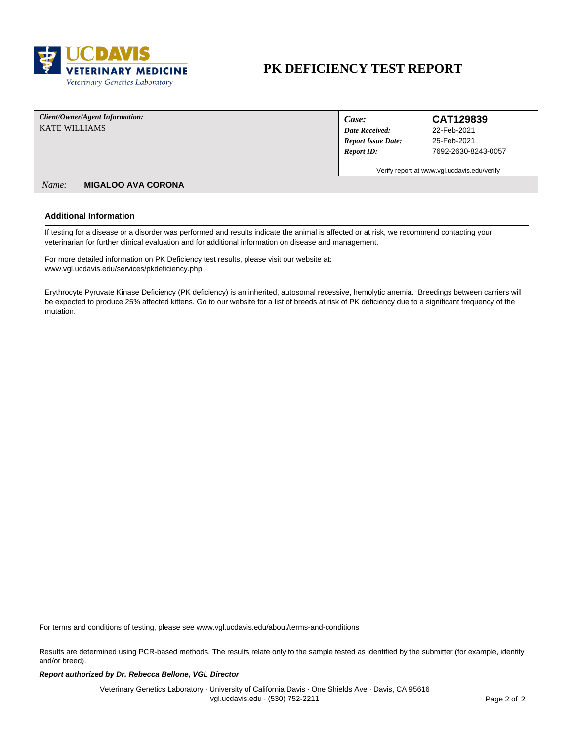UC DAVIS VETERINARY MEDICINE
Veterinary Genetics Laboratory

# PK DEFICIENCY TEST REPORT

| | | |
|---|---|---|
| ***Client/Owner/Agent Information:*** | ***Case:*** | **CAT129839** |
| KATE WILLIAMS | ***Date Received:*** | 22-Feb-2021 |
| | ***Report Issue Date:*** | 25-Feb-2021 |
| | ***Report ID:*** | 7692-2630-8243-0057 |
| | Verify report at www.vgl.ucdavis.edu/verify | |

*Name:* **MIGALOO AVA CORONA**

### Additional Information

If testing for a disease or a disorder was performed and results indicate the animal is affected or at risk, we recommend contacting your veterinarian for further clinical evaluation and for additional information on disease and management.

For more detailed information on PK Deficiency test results, please visit our website at:
www.vgl.ucdavis.edu/services/pkdeficiency.php

Erythrocyte Pyruvate Kinase Deficiency (PK deficiency) is an inherited, autosomal recessive, hemolytic anemia. Breedings between carriers will be expected to produce 25% affected kittens. Go to our website for a list of breeds at risk of PK deficiency due to a significant frequency of the mutation.

For terms and conditions of testing, please see www.vgl.ucdavis.edu/about/terms-and-conditions

Results are determined using PCR-based methods. The results relate only to the sample tested as identified by the submitter (for example, identity and/or breed).

***Report authorized by Dr. Rebecca Bellone, VGL Director***

Veterinary Genetics Laboratory · University of California Davis · One Shields Ave · Davis, CA 95616
vgl.ucdavis.edu · (530) 752-2211